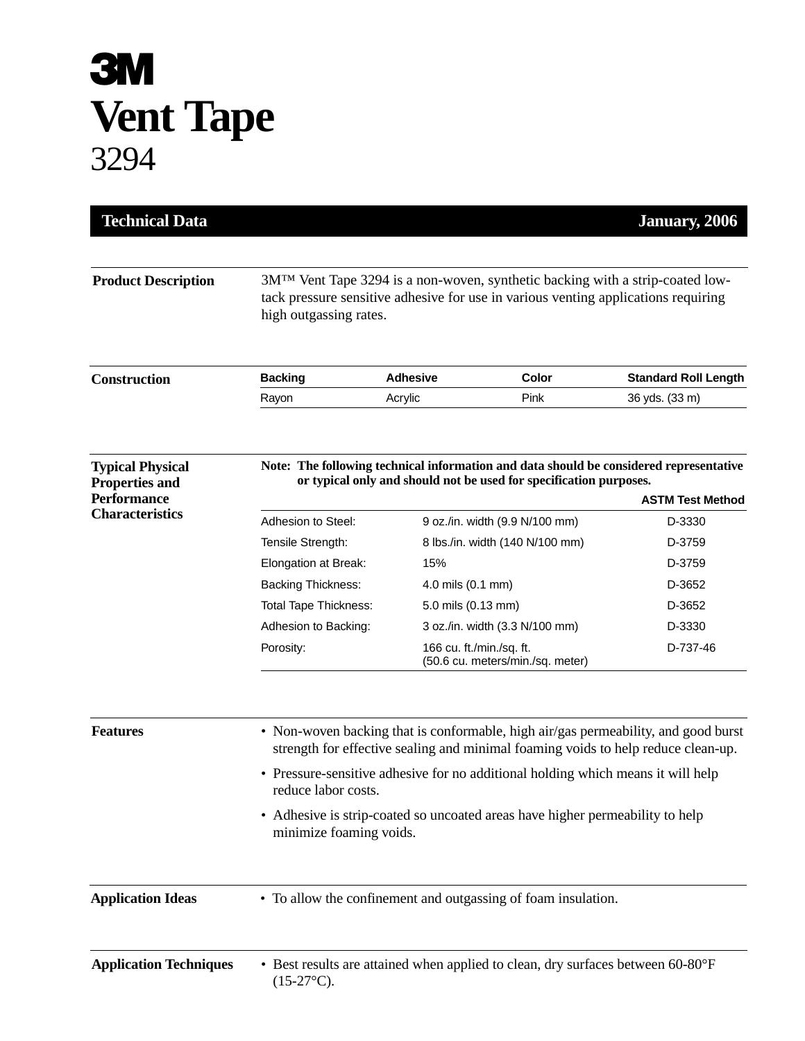# 3M

# Vent Tape

## 3294

**Technical Data** — **January, 2006**

### Product Description

3M™ Vent Tape 3294 is a non-woven, synthetic backing with a strip-coated low-tack pressure sensitive adhesive for use in various venting applications requiring high outgassing rates.

### Construction

| Backing | Adhesive | Color | Standard Roll Length |
|---|---|---|---|
| Rayon | Acrylic | Pink | 36 yds. (33 m) |

### Typical Physical Properties and Performance Characteristics

**Note: The following technical information and data should be considered representative or typical only and should not be used for specification purposes.**

| | | ASTM Test Method |
|---|---|---|
| Adhesion to Steel: | 9 oz./in. width (9.9 N/100 mm) | D-3330 |
| Tensile Strength: | 8 lbs./in. width (140 N/100 mm) | D-3759 |
| Elongation at Break: | 15% | D-3759 |
| Backing Thickness: | 4.0 mils (0.1 mm) | D-3652 |
| Total Tape Thickness: | 5.0 mils (0.13 mm) | D-3652 |
| Adhesion to Backing: | 3 oz./in. width (3.3 N/100 mm) | D-3330 |
| Porosity: | 166 cu. ft./min./sq. ft. (50.6 cu. meters/min./sq. meter) | D-737-46 |

### Features

- Non-woven backing that is conformable, high air/gas permeability, and good burst strength for effective sealing and minimal foaming voids to help reduce clean-up.
- Pressure-sensitive adhesive for no additional holding which means it will help reduce labor costs.
- Adhesive is strip-coated so uncoated areas have higher permeability to help minimize foaming voids.

### Application Ideas

- To allow the confinement and outgassing of foam insulation.

### Application Techniques

- Best results are attained when applied to clean, dry surfaces between 60-80°F (15-27°C).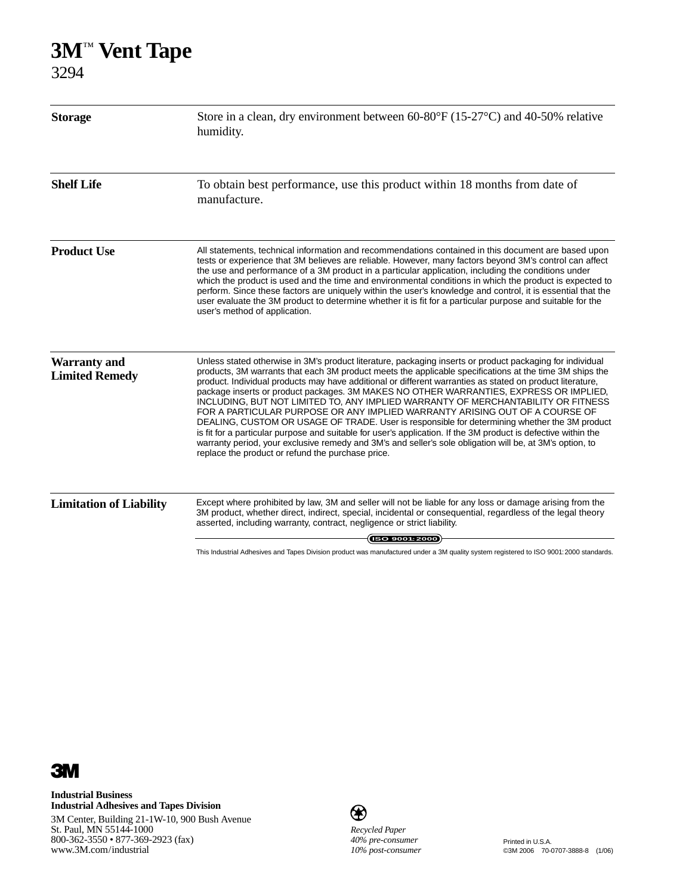# 3M™ Vent Tape

3294

| | |
|---|---|
| **Storage** | Store in a clean, dry environment between 60-80°F (15-27°C) and 40-50% relative humidity. |
| **Shelf Life** | To obtain best performance, use this product within 18 months from date of manufacture. |
| **Product Use** | All statements, technical information and recommendations contained in this document are based upon tests or experience that 3M believes are reliable. However, many factors beyond 3M's control can affect the use and performance of a 3M product in a particular application, including the conditions under which the product is used and the time and environmental conditions in which the product is expected to perform. Since these factors are uniquely within the user's knowledge and control, it is essential that the user evaluate the 3M product to determine whether it is fit for a particular purpose and suitable for the user's method of application. |
| **Warranty and Limited Remedy** | Unless stated otherwise in 3M's product literature, packaging inserts or product packaging for individual products, 3M warrants that each 3M product meets the applicable specifications at the time 3M ships the product. Individual products may have additional or different warranties as stated on product literature, package inserts or product packages. 3M MAKES NO OTHER WARRANTIES, EXPRESS OR IMPLIED, INCLUDING, BUT NOT LIMITED TO, ANY IMPLIED WARRANTY OF MERCHANTABILITY OR FITNESS FOR A PARTICULAR PURPOSE OR ANY IMPLIED WARRANTY ARISING OUT OF A COURSE OF DEALING, CUSTOM OR USAGE OF TRADE. User is responsible for determining whether the 3M product is fit for a particular purpose and suitable for user's application. If the 3M product is defective within the warranty period, your exclusive remedy and 3M's and seller's sole obligation will be, at 3M's option, to replace the product or refund the purchase price. |
| **Limitation of Liability** | Except where prohibited by law, 3M and seller will not be liable for any loss or damage arising from the 3M product, whether direct, indirect, special, incidental or consequential, regardless of the legal theory asserted, including warranty, contract, negligence or strict liability. |

ISO 9001:2000

This Industrial Adhesives and Tapes Division product was manufactured under a 3M quality system registered to ISO 9001:2000 standards.

3M

**Industrial Business**
**Industrial Adhesives and Tapes Division**

3M Center, Building 21-1W-10, 900 Bush Avenue
St. Paul, MN 55144-1000
800-362-3550 • 877-369-2923 (fax)
www.3M.com/industrial

*Recycled Paper*
*40% pre-consumer*
*10% post-consumer*

Printed in U.S.A.
©3M 2006 70-0707-3888-8 (1/06)